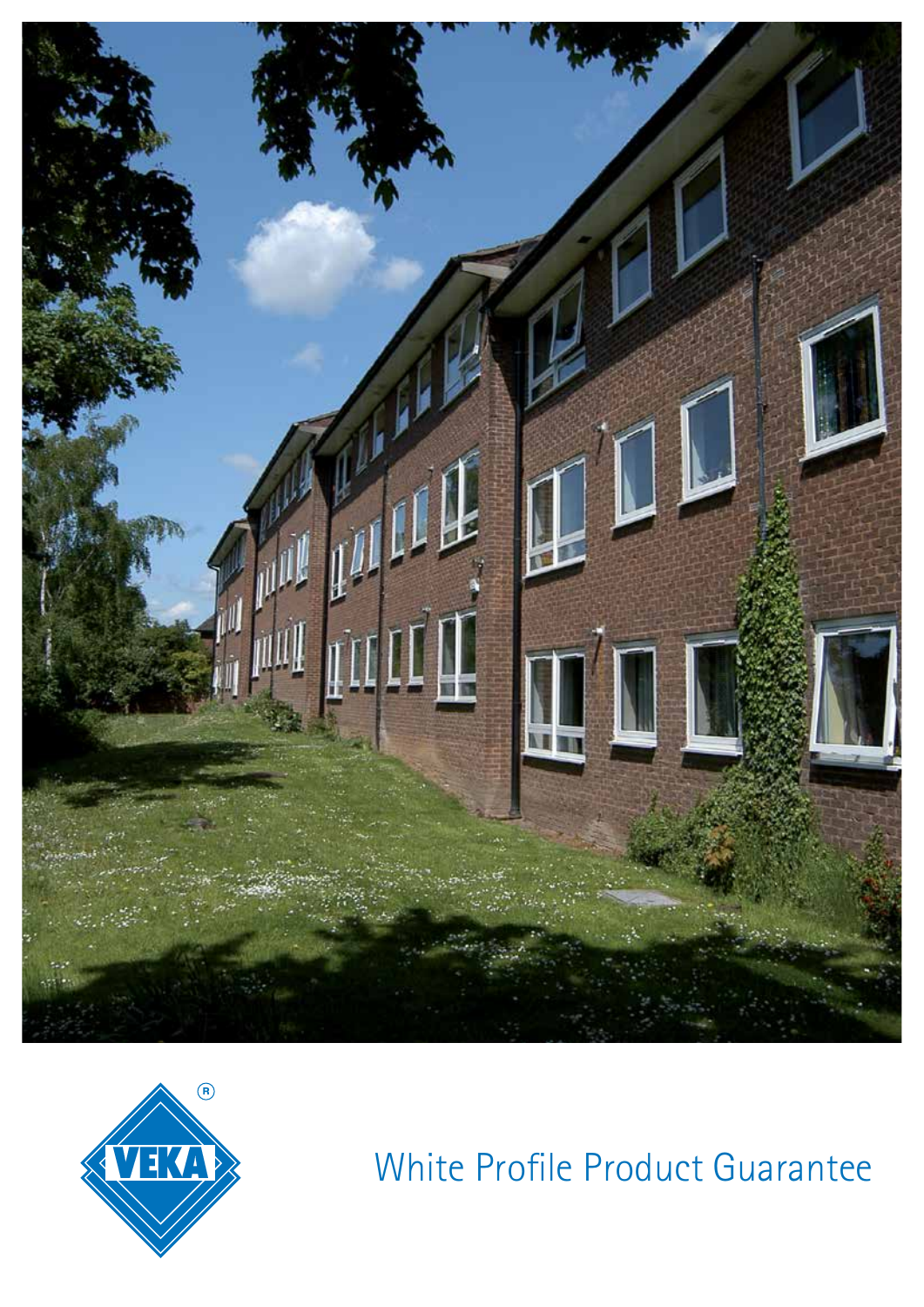VEKA®

# White Profile Product Guarantee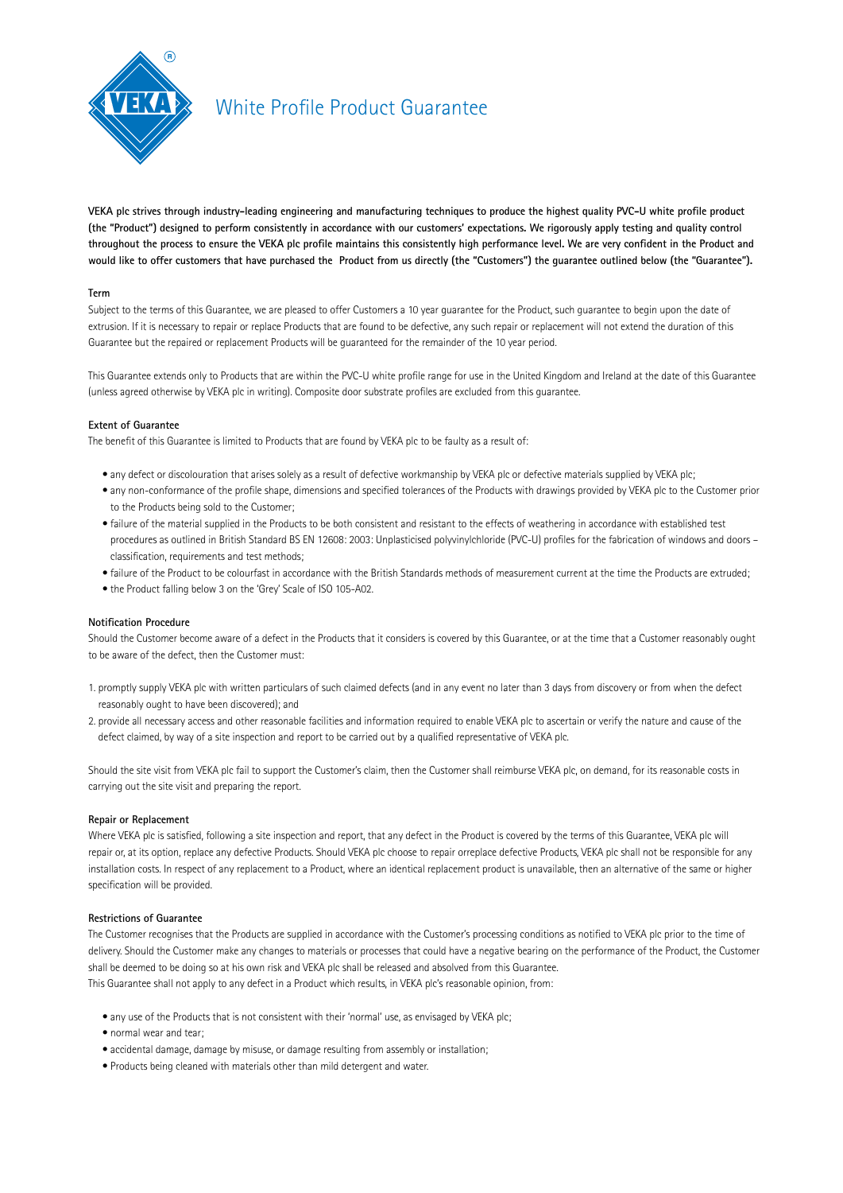# White Profile Product Guarantee

**VEKA plc strives through industry-leading engineering and manufacturing techniques to produce the highest quality PVC-U white profile product (the "Product") designed to perform consistently in accordance with our customers' expectations. We rigorously apply testing and quality control throughout the process to ensure the VEKA plc profile maintains this consistently high performance level. We are very confident in the Product and would like to offer customers that have purchased the Product from us directly (the "Customers") the guarantee outlined below (the "Guarantee").**

**Term**

Subject to the terms of this Guarantee, we are pleased to offer Customers a 10 year guarantee for the Product, such guarantee to begin upon the date of extrusion. If it is necessary to repair or replace Products that are found to be defective, any such repair or replacement will not extend the duration of this Guarantee but the repaired or replacement Products will be guaranteed for the remainder of the 10 year period.

This Guarantee extends only to Products that are within the PVC-U white profile range for use in the United Kingdom and Ireland at the date of this Guarantee (unless agreed otherwise by VEKA plc in writing). Composite door substrate profiles are excluded from this guarantee.

**Extent of Guarantee**

The benefit of this Guarantee is limited to Products that are found by VEKA plc to be faulty as a result of:

- any defect or discolouration that arises solely as a result of defective workmanship by VEKA plc or defective materials supplied by VEKA plc;
- any non-conformance of the profile shape, dimensions and specified tolerances of the Products with drawings provided by VEKA plc to the Customer prior to the Products being sold to the Customer;
- failure of the material supplied in the Products to be both consistent and resistant to the effects of weathering in accordance with established test procedures as outlined in British Standard BS EN 12608: 2003: Unplasticised polyvinylchloride (PVC-U) profiles for the fabrication of windows and doors – classification, requirements and test methods;
- failure of the Product to be colourfast in accordance with the British Standards methods of measurement current at the time the Products are extruded;
- the Product falling below 3 on the 'Grey' Scale of ISO 105-A02.

**Notification Procedure**

Should the Customer become aware of a defect in the Products that it considers is covered by this Guarantee, or at the time that a Customer reasonably ought to be aware of the defect, then the Customer must:

1. promptly supply VEKA plc with written particulars of such claimed defects (and in any event no later than 3 days from discovery or from when the defect reasonably ought to have been discovered); and
2. provide all necessary access and other reasonable facilities and information required to enable VEKA plc to ascertain or verify the nature and cause of the defect claimed, by way of a site inspection and report to be carried out by a qualified representative of VEKA plc.

Should the site visit from VEKA plc fail to support the Customer's claim, then the Customer shall reimburse VEKA plc, on demand, for its reasonable costs in carrying out the site visit and preparing the report.

**Repair or Replacement**

Where VEKA plc is satisfied, following a site inspection and report, that any defect in the Product is covered by the terms of this Guarantee, VEKA plc will repair or, at its option, replace any defective Products. Should VEKA plc choose to repair orreplace defective Products, VEKA plc shall not be responsible for any installation costs. In respect of any replacement to a Product, where an identical replacement product is unavailable, then an alternative of the same or higher specification will be provided.

**Restrictions of Guarantee**

The Customer recognises that the Products are supplied in accordance with the Customer's processing conditions as notified to VEKA plc prior to the time of delivery. Should the Customer make any changes to materials or processes that could have a negative bearing on the performance of the Product, the Customer shall be deemed to be doing so at his own risk and VEKA plc shall be released and absolved from this Guarantee.
This Guarantee shall not apply to any defect in a Product which results, in VEKA plc's reasonable opinion, from:

- any use of the Products that is not consistent with their 'normal' use, as envisaged by VEKA plc;
- normal wear and tear;
- accidental damage, damage by misuse, or damage resulting from assembly or installation;
- Products being cleaned with materials other than mild detergent and water.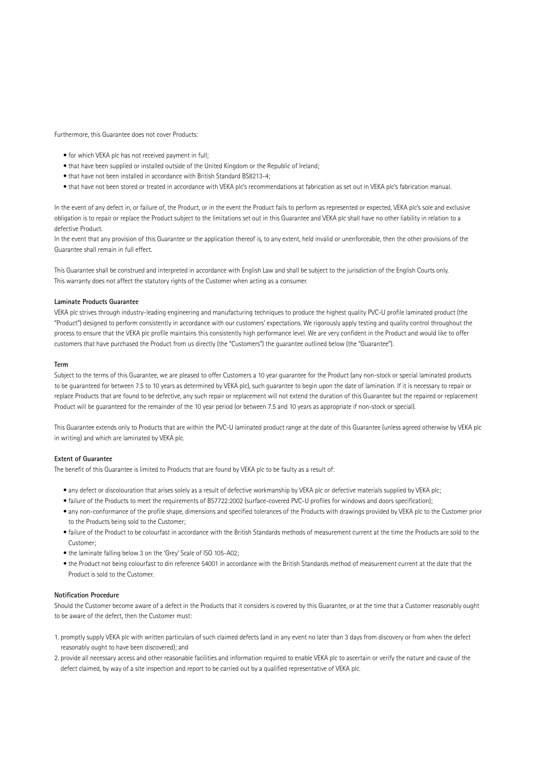Furthermore, this Guarantee does not cover Products:

- for which VEKA plc has not received payment in full;
- that have been supplied or installed outside of the United Kingdom or the Republic of Ireland;
- that have not been installed in accordance with British Standard BS8213-4;
- that have not been stored or treated in accordance with VEKA plc's recommendations at fabrication as set out in VEKA plc's fabrication manual.

In the event of any defect in, or failure of, the Product, or in the event the Product fails to perform as represented or expected, VEKA plc's sole and exclusive obligation is to repair or replace the Product subject to the limitations set out in this Guarantee and VEKA plc shall have no other liability in relation to a defective Product.
In the event that any provision of this Guarantee or the application thereof is, to any extent, held invalid or unenforceable, then the other provisions of the Guarantee shall remain in full effect.

This Guarantee shall be construed and interpreted in accordance with English Law and shall be subject to the jurisdiction of the English Courts only.
This warranty does not affect the statutory rights of the Customer when acting as a consumer.

**Laminate Products Guarantee**

VEKA plc strives through industry-leading engineering and manufacturing techniques to produce the highest quality PVC-U profile laminated product (the "Product") designed to perform consistently in accordance with our customers' expectations. We rigorously apply testing and quality control throughout the process to ensure that the VEKA plc profile maintains this consistently high performance level. We are very confident in the Product and would like to offer customers that have purchased the Product from us directly (the "Customers") the guarantee outlined below (the "Guarantee").

**Term**

Subject to the terms of this Guarantee, we are pleased to offer Customers a 10 year guarantee for the Product (any non-stock or special laminated products to be guaranteed for between 7.5 to 10 years as determined by VEKA plc), such guarantee to begin upon the date of lamination. If it is necessary to repair or replace Products that are found to be defective, any such repair or replacement will not extend the duration of this Guarantee but the repaired or replacement Product will be guaranteed for the remainder of the 10 year period (or between 7.5 and 10 years as appropriate if non-stock or special).

This Guarantee extends only to Products that are within the PVC-U laminated product range at the date of this Guarantee (unless agreed otherwise by VEKA plc in writing) and which are laminated by VEKA plc.

**Extent of Guarantee**

The benefit of this Guarantee is limited to Products that are found by VEKA plc to be faulty as a result of:

- any defect or discolouration that arises solely as a result of defective workmanship by VEKA plc or defective materials supplied by VEKA plc;
- failure of the Products to meet the requirements of BS7722:2002 (surface-covered PVC-U profiles for windows and doors specification);
- any non-conformance of the profile shape, dimensions and specified tolerances of the Products with drawings provided by VEKA plc to the Customer prior to the Products being sold to the Customer;
- failure of the Product to be colourfast in accordance with the British Standards methods of measurement current at the time the Products are sold to the Customer;
- the laminate falling below 3 on the 'Grey' Scale of ISO 105-A02;
- the Product not being colourfast to din reference 54001 in accordance with the British Standards method of measurement current at the date that the Product is sold to the Customer.

**Notification Procedure**

Should the Customer become aware of a defect in the Products that it considers is covered by this Guarantee, or at the time that a Customer reasonably ought to be aware of the defect, then the Customer must:

1. promptly supply VEKA plc with written particulars of such claimed defects (and in any event no later than 3 days from discovery or from when the defect reasonably ought to have been discovered); and
2. provide all necessary access and other reasonable facilities and information required to enable VEKA plc to ascertain or verify the nature and cause of the defect claimed, by way of a site inspection and report to be carried out by a qualified representative of VEKA plc.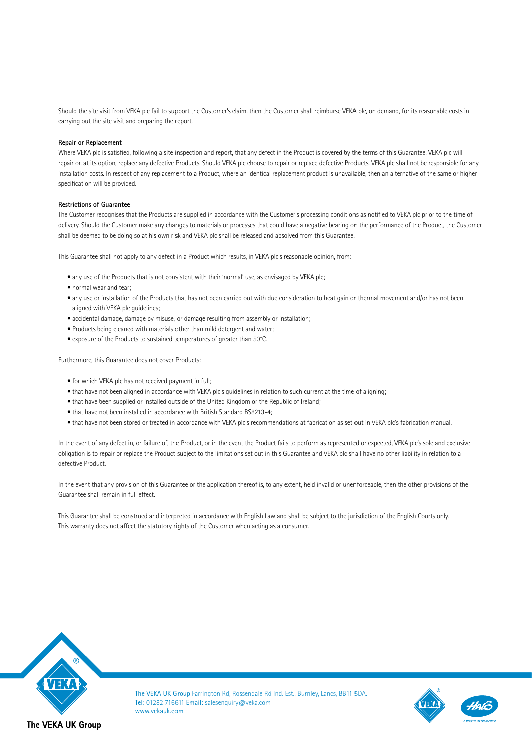Should the site visit from VEKA plc fail to support the Customer's claim, then the Customer shall reimburse VEKA plc, on demand, for its reasonable costs in carrying out the site visit and preparing the report.

**Repair or Replacement**

Where VEKA plc is satisfied, following a site inspection and report, that any defect in the Product is covered by the terms of this Guarantee, VEKA plc will repair or, at its option, replace any defective Products. Should VEKA plc choose to repair or replace defective Products, VEKA plc shall not be responsible for any installation costs. In respect of any replacement to a Product, where an identical replacement product is unavailable, then an alternative of the same or higher specification will be provided.

**Restrictions of Guarantee**

The Customer recognises that the Products are supplied in accordance with the Customer's processing conditions as notified to VEKA plc prior to the time of delivery. Should the Customer make any changes to materials or processes that could have a negative bearing on the performance of the Product, the Customer shall be deemed to be doing so at his own risk and VEKA plc shall be released and absolved from this Guarantee.

This Guarantee shall not apply to any defect in a Product which results, in VEKA plc's reasonable opinion, from:

- any use of the Products that is not consistent with their 'normal' use, as envisaged by VEKA plc;
- normal wear and tear;
- any use or installation of the Products that has not been carried out with due consideration to heat gain or thermal movement and/or has not been aligned with VEKA plc guidelines;
- accidental damage, damage by misuse, or damage resulting from assembly or installation;
- Products being cleaned with materials other than mild detergent and water;
- exposure of the Products to sustained temperatures of greater than 50°C.

Furthermore, this Guarantee does not cover Products:

- for which VEKA plc has not received payment in full;
- that have not been aligned in accordance with VEKA plc's guidelines in relation to such current at the time of aligning;
- that have been supplied or installed outside of the United Kingdom or the Republic of Ireland;
- that have not been installed in accordance with British Standard BS8213-4;
- that have not been stored or treated in accordance with VEKA plc's recommendations at fabrication as set out in VEKA plc's fabrication manual.

In the event of any defect in, or failure of, the Product, or in the event the Product fails to perform as represented or expected, VEKA plc's sole and exclusive obligation is to repair or replace the Product subject to the limitations set out in this Guarantee and VEKA plc shall have no other liability in relation to a defective Product.

In the event that any provision of this Guarantee or the application thereof is, to any extent, held invalid or unenforceable, then the other provisions of the Guarantee shall remain in full effect.

This Guarantee shall be construed and interpreted in accordance with English Law and shall be subject to the jurisdiction of the English Courts only.
This warranty does not affect the statutory rights of the Customer when acting as a consumer.

The VEKA UK Group

The VEKA UK Group Farrington Rd, Rossendale Rd Ind. Est., Burnley, Lancs, BB11 5DA.
Tel: 01282 716611 Email: salesenquiry@veka.com
www.vekauk.com